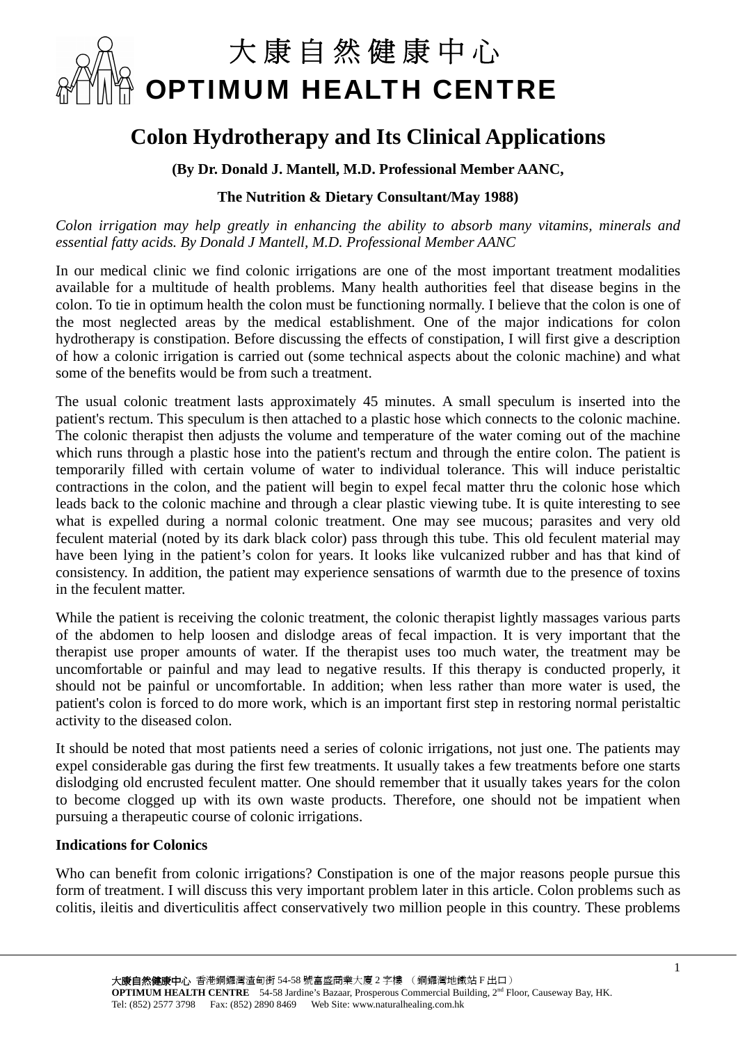# 大康自然健康中心
# OPTIMUM HEALTH CENTRE

## Colon Hydrotherapy and Its Clinical Applications

**(By Dr. Donald J. Mantell, M.D. Professional Member AANC,**

**The Nutrition & Dietary Consultant/May 1988)**

*Colon irrigation may help greatly in enhancing the ability to absorb many vitamins, minerals and essential fatty acids. By Donald J Mantell, M.D. Professional Member AANC*

In our medical clinic we find colonic irrigations are one of the most important treatment modalities available for a multitude of health problems. Many health authorities feel that disease begins in the colon. To tie in optimum health the colon must be functioning normally. I believe that the colon is one of the most neglected areas by the medical establishment. One of the major indications for colon hydrotherapy is constipation. Before discussing the effects of constipation, I will first give a description of how a colonic irrigation is carried out (some technical aspects about the colonic machine) and what some of the benefits would be from such a treatment.

The usual colonic treatment lasts approximately 45 minutes. A small speculum is inserted into the patient's rectum. This speculum is then attached to a plastic hose which connects to the colonic machine. The colonic therapist then adjusts the volume and temperature of the water coming out of the machine which runs through a plastic hose into the patient's rectum and through the entire colon. The patient is temporarily filled with certain volume of water to individual tolerance. This will induce peristaltic contractions in the colon, and the patient will begin to expel fecal matter thru the colonic hose which leads back to the colonic machine and through a clear plastic viewing tube. It is quite interesting to see what is expelled during a normal colonic treatment. One may see mucous; parasites and very old feculent material (noted by its dark black color) pass through this tube. This old feculent material may have been lying in the patient's colon for years. It looks like vulcanized rubber and has that kind of consistency. In addition, the patient may experience sensations of warmth due to the presence of toxins in the feculent matter.

While the patient is receiving the colonic treatment, the colonic therapist lightly massages various parts of the abdomen to help loosen and dislodge areas of fecal impaction. It is very important that the therapist use proper amounts of water. If the therapist uses too much water, the treatment may be uncomfortable or painful and may lead to negative results. If this therapy is conducted properly, it should not be painful or uncomfortable. In addition; when less rather than more water is used, the patient's colon is forced to do more work, which is an important first step in restoring normal peristaltic activity to the diseased colon.

It should be noted that most patients need a series of colonic irrigations, not just one. The patients may expel considerable gas during the first few treatments. It usually takes a few treatments before one starts dislodging old encrusted feculent matter. One should remember that it usually takes years for the colon to become clogged up with its own waste products. Therefore, one should not be impatient when pursuing a therapeutic course of colonic irrigations.

### Indications for Colonics

Who can benefit from colonic irrigations? Constipation is one of the major reasons people pursue this form of treatment. I will discuss this very important problem later in this article. Colon problems such as colitis, ileitis and diverticulitis affect conservatively two million people in this country. These problems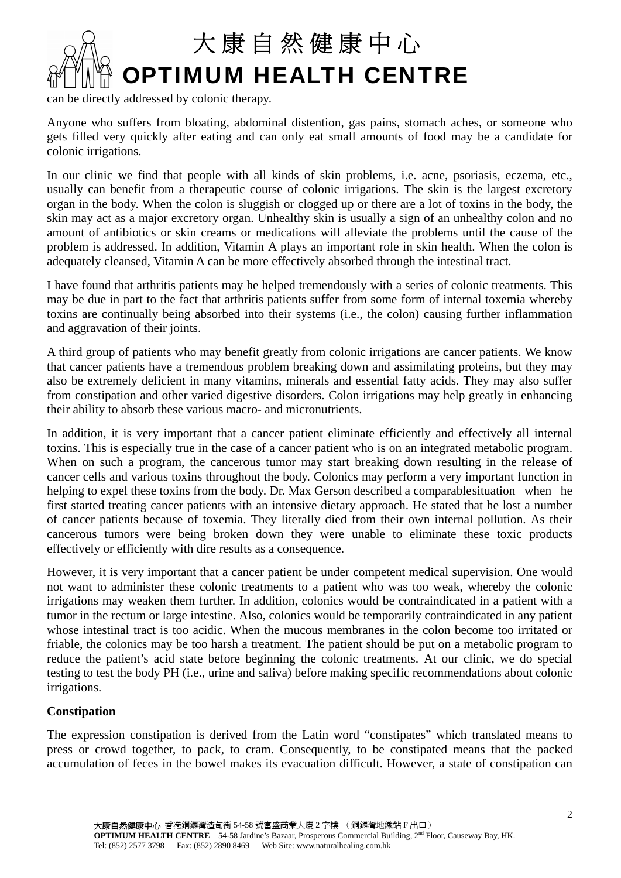can be directly addressed by colonic therapy.

Anyone who suffers from bloating, abdominal distention, gas pains, stomach aches, or someone who gets filled very quickly after eating and can only eat small amounts of food may be a candidate for colonic irrigations.

In our clinic we find that people with all kinds of skin problems, i.e. acne, psoriasis, eczema, etc., usually can benefit from a therapeutic course of colonic irrigations. The skin is the largest excretory organ in the body. When the colon is sluggish or clogged up or there are a lot of toxins in the body, the skin may act as a major excretory organ. Unhealthy skin is usually a sign of an unhealthy colon and no amount of antibiotics or skin creams or medications will alleviate the problems until the cause of the problem is addressed. In addition, Vitamin A plays an important role in skin health. When the colon is adequately cleansed, Vitamin A can be more effectively absorbed through the intestinal tract.

I have found that arthritis patients may he helped tremendously with a series of colonic treatments. This may be due in part to the fact that arthritis patients suffer from some form of internal toxemia whereby toxins are continually being absorbed into their systems (i.e., the colon) causing further inflammation and aggravation of their joints.

A third group of patients who may benefit greatly from colonic irrigations are cancer patients. We know that cancer patients have a tremendous problem breaking down and assimilating proteins, but they may also be extremely deficient in many vitamins, minerals and essential fatty acids. They may also suffer from constipation and other varied digestive disorders. Colon irrigations may help greatly in enhancing their ability to absorb these various macro- and micronutrients.

In addition, it is very important that a cancer patient eliminate efficiently and effectively all internal toxins. This is especially true in the case of a cancer patient who is on an integrated metabolic program. When on such a program, the cancerous tumor may start breaking down resulting in the release of cancer cells and various toxins throughout the body. Colonics may perform a very important function in helping to expel these toxins from the body. Dr. Max Gerson described a comparablesituation when he first started treating cancer patients with an intensive dietary approach. He stated that he lost a number of cancer patients because of toxemia. They literally died from their own internal pollution. As their cancerous tumors were being broken down they were unable to eliminate these toxic products effectively or efficiently with dire results as a consequence.

However, it is very important that a cancer patient be under competent medical supervision. One would not want to administer these colonic treatments to a patient who was too weak, whereby the colonic irrigations may weaken them further. In addition, colonics would be contraindicated in a patient with a tumor in the rectum or large intestine. Also, colonics would be temporarily contraindicated in any patient whose intestinal tract is too acidic. When the mucous membranes in the colon become too irritated or friable, the colonics may be too harsh a treatment. The patient should be put on a metabolic program to reduce the patient's acid state before beginning the colonic treatments. At our clinic, we do special testing to test the body PH (i.e., urine and saliva) before making specific recommendations about colonic irrigations.

**Constipation**

The expression constipation is derived from the Latin word "constipates" which translated means to press or crowd together, to pack, to cram. Consequently, to be constipated means that the packed accumulation of feces in the bowel makes its evacuation difficult. However, a state of constipation can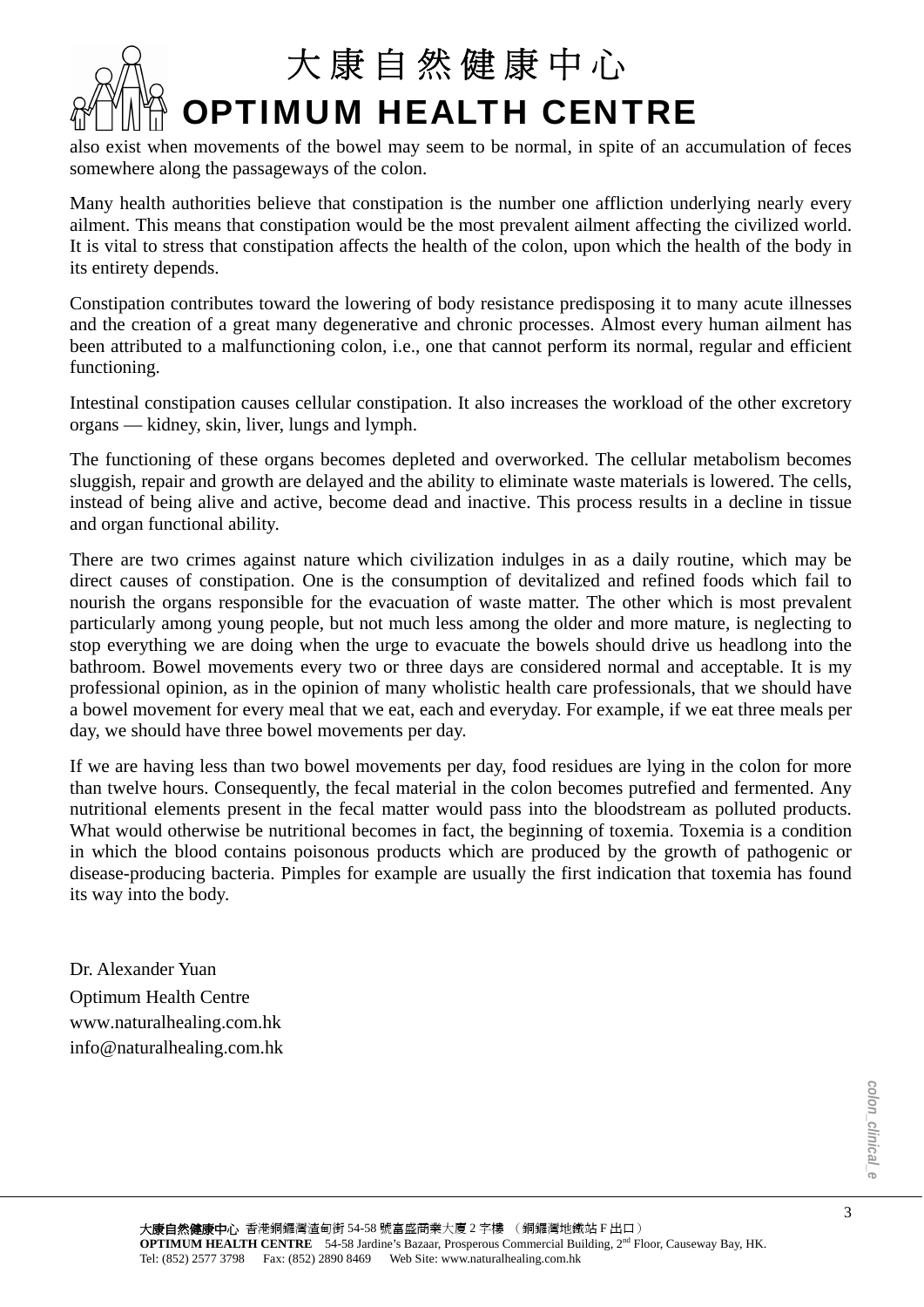also exist when movements of the bowel may seem to be normal, in spite of an accumulation of feces somewhere along the passageways of the colon.

Many health authorities believe that constipation is the number one affliction underlying nearly every ailment. This means that constipation would be the most prevalent ailment affecting the civilized world. It is vital to stress that constipation affects the health of the colon, upon which the health of the body in its entirety depends.

Constipation contributes toward the lowering of body resistance predisposing it to many acute illnesses and the creation of a great many degenerative and chronic processes. Almost every human ailment has been attributed to a malfunctioning colon, i.e., one that cannot perform its normal, regular and efficient functioning.

Intestinal constipation causes cellular constipation. It also increases the workload of the other excretory organs — kidney, skin, liver, lungs and lymph.

The functioning of these organs becomes depleted and overworked. The cellular metabolism becomes sluggish, repair and growth are delayed and the ability to eliminate waste materials is lowered. The cells, instead of being alive and active, become dead and inactive. This process results in a decline in tissue and organ functional ability.

There are two crimes against nature which civilization indulges in as a daily routine, which may be direct causes of constipation. One is the consumption of devitalized and refined foods which fail to nourish the organs responsible for the evacuation of waste matter. The other which is most prevalent particularly among young people, but not much less among the older and more mature, is neglecting to stop everything we are doing when the urge to evacuate the bowels should drive us headlong into the bathroom. Bowel movements every two or three days are considered normal and acceptable. It is my professional opinion, as in the opinion of many wholistic health care professionals, that we should have a bowel movement for every meal that we eat, each and everyday. For example, if we eat three meals per day, we should have three bowel movements per day.

If we are having less than two bowel movements per day, food residues are lying in the colon for more than twelve hours. Consequently, the fecal material in the colon becomes putrefied and fermented. Any nutritional elements present in the fecal matter would pass into the bloodstream as polluted products. What would otherwise be nutritional becomes in fact, the beginning of toxemia. Toxemia is a condition in which the blood contains poisonous products which are produced by the growth of pathogenic or disease-producing bacteria. Pimples for example are usually the first indication that toxemia has found its way into the body.

Dr. Alexander Yuan
Optimum Health Centre
www.naturalhealing.com.hk
info@naturalhealing.com.hk